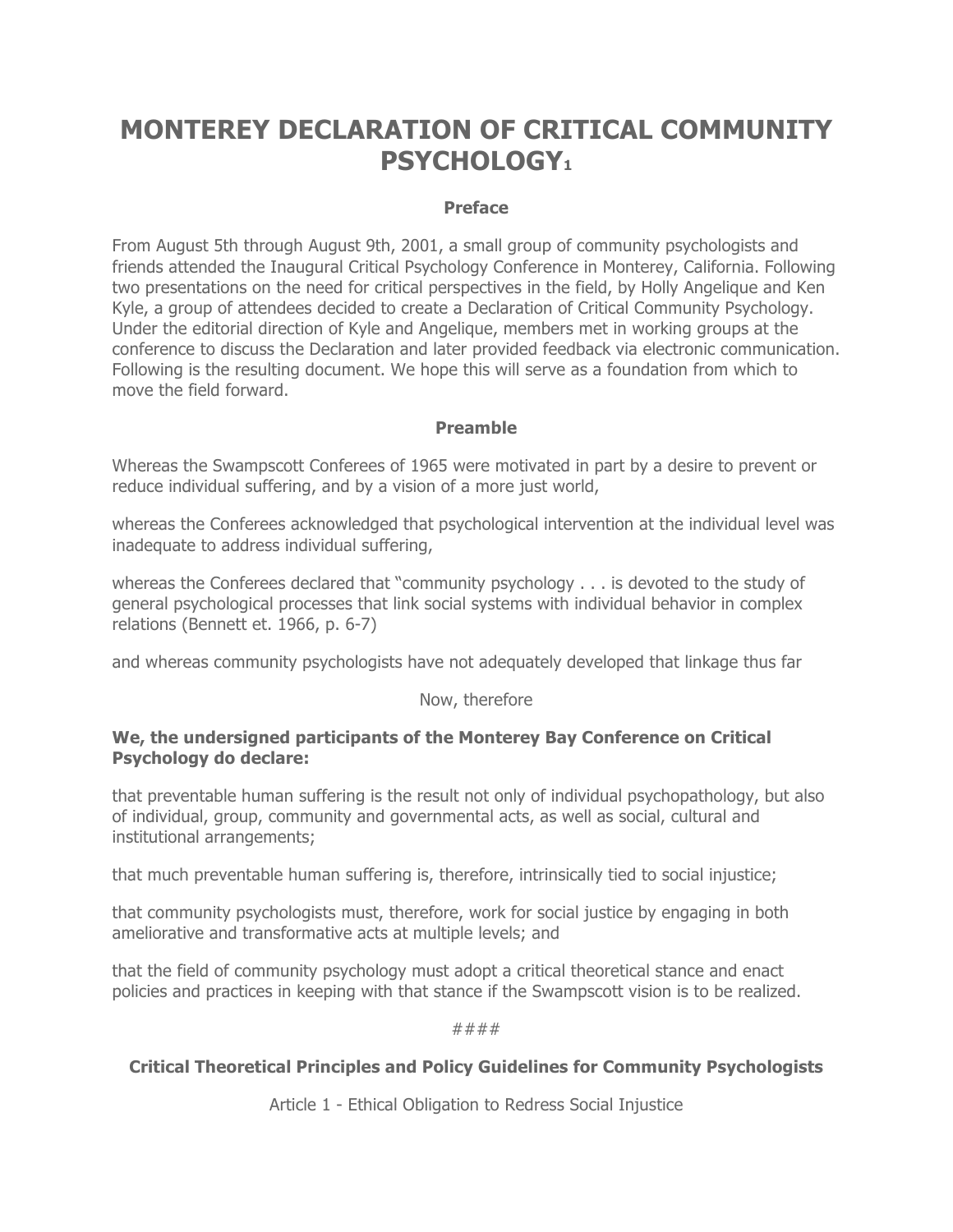# MONTEREY DECLARATION OF CRITICAL COMMUNITY PSYCHOLOGY[1]

**Preface**

From August 5th through August 9th, 2001, a small group of community psychologists and friends attended the Inaugural Critical Psychology Conference in Monterey, California. Following two presentations on the need for critical perspectives in the field, by Holly Angelique and Ken Kyle, a group of attendees decided to create a Declaration of Critical Community Psychology. Under the editorial direction of Kyle and Angelique, members met in working groups at the conference to discuss the Declaration and later provided feedback via electronic communication. Following is the resulting document. We hope this will serve as a foundation from which to move the field forward.

**Preamble**

Whereas the Swampscott Conferees of 1965 were motivated in part by a desire to prevent or reduce individual suffering, and by a vision of a more just world,

whereas the Conferees acknowledged that psychological intervention at the individual level was inadequate to address individual suffering,

whereas the Conferees declared that "community psychology . . . is devoted to the study of general psychological processes that link social systems with individual behavior in complex relations (Bennett et. 1966, p. 6-7)

and whereas community psychologists have not adequately developed that linkage thus far

Now, therefore

**We, the undersigned participants of the Monterey Bay Conference on Critical Psychology do declare:**

that preventable human suffering is the result not only of individual psychopathology, but also of individual, group, community and governmental acts, as well as social, cultural and institutional arrangements;

that much preventable human suffering is, therefore, intrinsically tied to social injustice;

that community psychologists must, therefore, work for social justice by engaging in both ameliorative and transformative acts at multiple levels; and

that the field of community psychology must adopt a critical theoretical stance and enact policies and practices in keeping with that stance if the Swampscott vision is to be realized.

####

**Critical Theoretical Principles and Policy Guidelines for Community Psychologists**

Article 1 - Ethical Obligation to Redress Social Injustice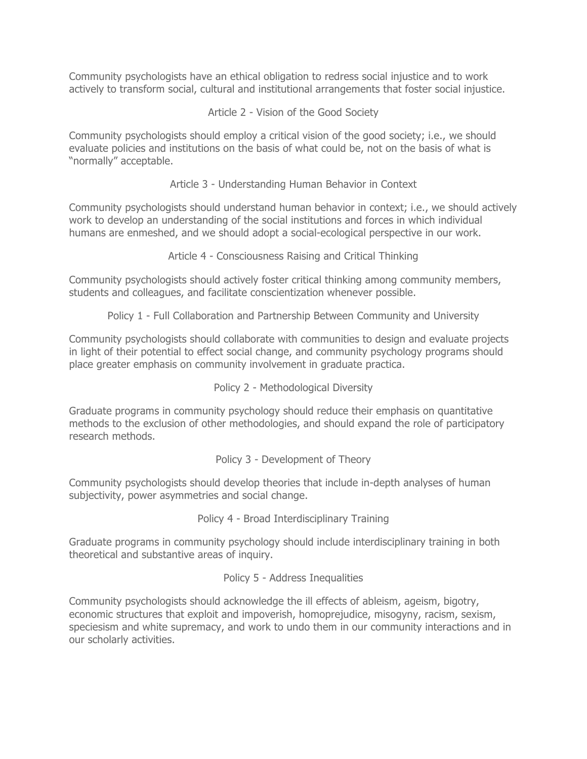Community psychologists have an ethical obligation to redress social injustice and to work actively to transform social, cultural and institutional arrangements that foster social injustice.

### Article 2 - Vision of the Good Society

Community psychologists should employ a critical vision of the good society; i.e., we should evaluate policies and institutions on the basis of what could be, not on the basis of what is "normally" acceptable.

### Article 3 - Understanding Human Behavior in Context

Community psychologists should understand human behavior in context; i.e., we should actively work to develop an understanding of the social institutions and forces in which individual humans are enmeshed, and we should adopt a social-ecological perspective in our work.

### Article 4 - Consciousness Raising and Critical Thinking

Community psychologists should actively foster critical thinking among community members, students and colleagues, and facilitate conscientization whenever possible.

### Policy 1 - Full Collaboration and Partnership Between Community and University

Community psychologists should collaborate with communities to design and evaluate projects in light of their potential to effect social change, and community psychology programs should place greater emphasis on community involvement in graduate practica.

### Policy 2 - Methodological Diversity

Graduate programs in community psychology should reduce their emphasis on quantitative methods to the exclusion of other methodologies, and should expand the role of participatory research methods.

### Policy 3 - Development of Theory

Community psychologists should develop theories that include in-depth analyses of human subjectivity, power asymmetries and social change.

### Policy 4 - Broad Interdisciplinary Training

Graduate programs in community psychology should include interdisciplinary training in both theoretical and substantive areas of inquiry.

### Policy 5 - Address Inequalities

Community psychologists should acknowledge the ill effects of ableism, ageism, bigotry, economic structures that exploit and impoverish, homoprejudice, misogyny, racism, sexism, speciesism and white supremacy, and work to undo them in our community interactions and in our scholarly activities.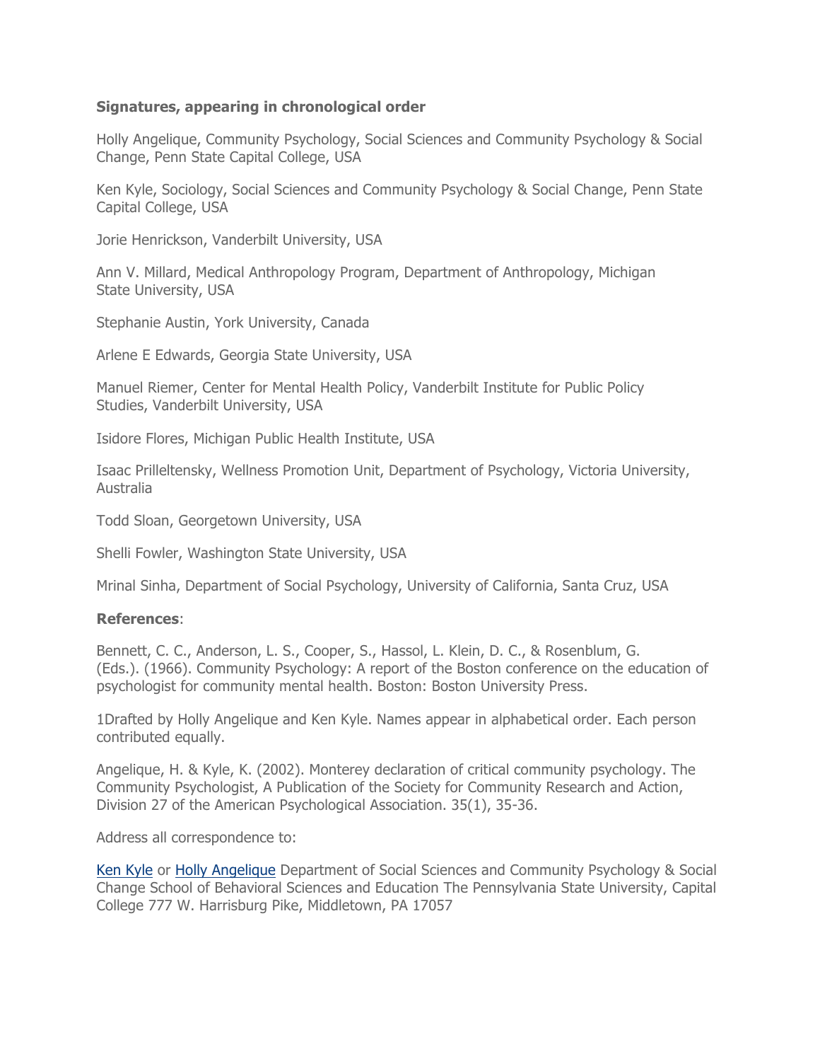**Signatures, appearing in chronological order**

Holly Angelique, Community Psychology, Social Sciences and Community Psychology & Social Change, Penn State Capital College, USA

Ken Kyle, Sociology, Social Sciences and Community Psychology & Social Change, Penn State Capital College, USA

Jorie Henrickson, Vanderbilt University, USA

Ann V. Millard, Medical Anthropology Program, Department of Anthropology, Michigan State University, USA

Stephanie Austin, York University, Canada

Arlene E Edwards, Georgia State University, USA

Manuel Riemer, Center for Mental Health Policy, Vanderbilt Institute for Public Policy Studies, Vanderbilt University, USA

Isidore Flores, Michigan Public Health Institute, USA

Isaac Prilleltensky, Wellness Promotion Unit, Department of Psychology, Victoria University, Australia

Todd Sloan, Georgetown University, USA

Shelli Fowler, Washington State University, USA

Mrinal Sinha, Department of Social Psychology, University of California, Santa Cruz, USA

**References**:

Bennett, C. C., Anderson, L. S., Cooper, S., Hassol, L. Klein, D. C., & Rosenblum, G. (Eds.). (1966). Community Psychology: A report of the Boston conference on the education of psychologist for community mental health. Boston: Boston University Press.

1Drafted by Holly Angelique and Ken Kyle. Names appear in alphabetical order. Each person contributed equally.

Angelique, H. & Kyle, K. (2002). Monterey declaration of critical community psychology. The Community Psychologist, A Publication of the Society for Community Research and Action, Division 27 of the American Psychological Association. 35(1), 35-36.

Address all correspondence to:

Ken Kyle or Holly Angelique Department of Social Sciences and Community Psychology & Social Change School of Behavioral Sciences and Education The Pennsylvania State University, Capital College 777 W. Harrisburg Pike, Middletown, PA 17057